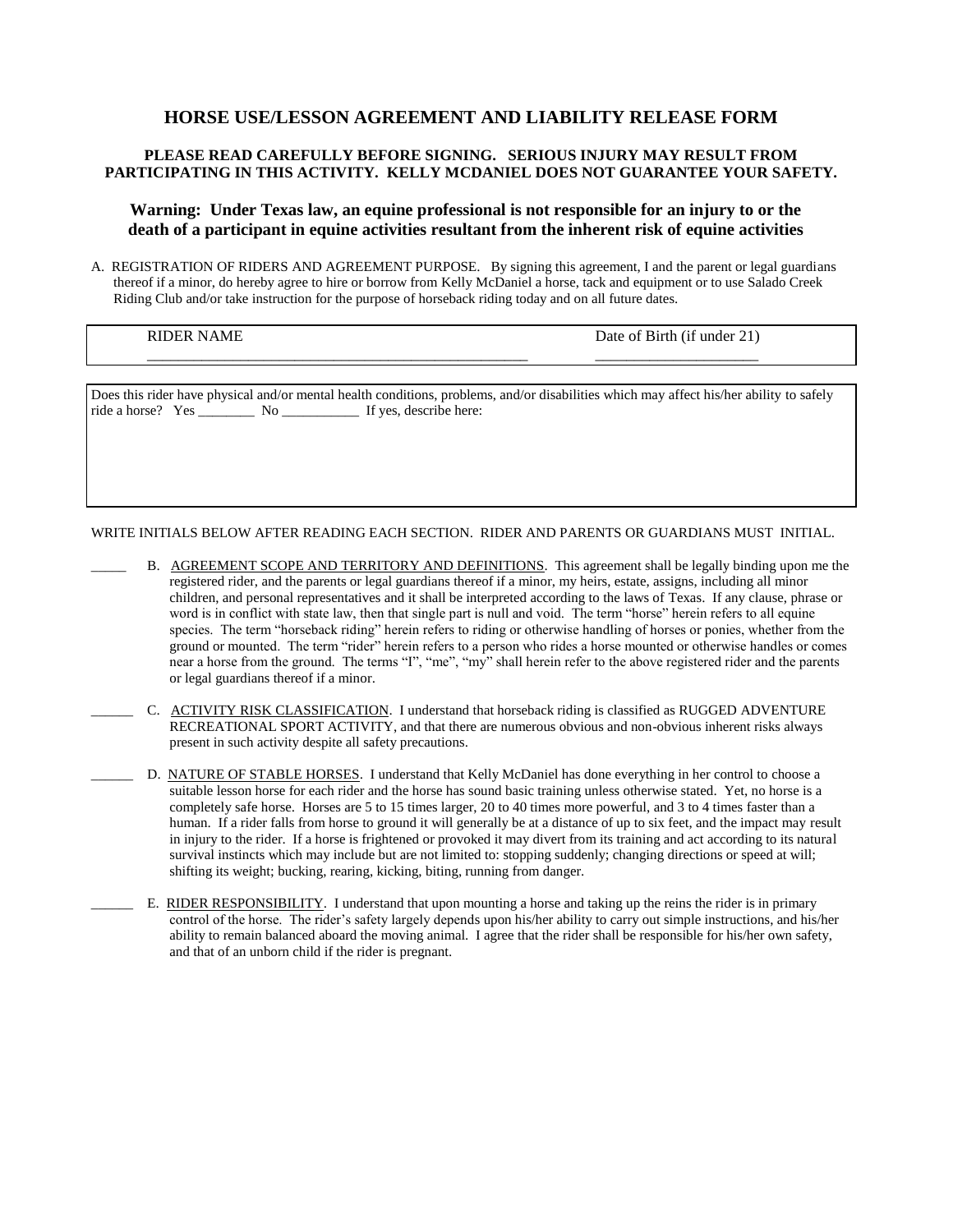# HORSE USE/LESSON AGREEMENT AND LIABILITY RELEASE FORM

**PLEASE READ CAREFULLY BEFORE SIGNING. SERIOUS INJURY MAY RESULT FROM PARTICIPATING IN THIS ACTIVITY. KELLY MCDANIEL DOES NOT GUARANTEE YOUR SAFETY.**

**Warning: Under Texas law, an equine professional is not responsible for an injury to or the death of a participant in equine activities resultant from the inherent risk of equine activities**

A. REGISTRATION OF RIDERS AND AGREEMENT PURPOSE. By signing this agreement, I and the parent or legal guardians thereof if a minor, do hereby agree to hire or borrow from Kelly McDaniel a horse, tack and equipment or to use Salado Creek Riding Club and/or take instruction for the purpose of horseback riding today and on all future dates.

| RIDER NAME | Date of Birth (if under 21) |
|---|---|
| _______________________________________________ | ____________________ |

Does this rider have physical and/or mental health conditions, problems, and/or disabilities which may affect his/her ability to safely ride a horse? Yes ________ No ___________ If yes, describe here:

WRITE INITIALS BELOW AFTER READING EACH SECTION. RIDER AND PARENTS OR GUARDIANS MUST INITIAL.

_____ B. AGREEMENT SCOPE AND TERRITORY AND DEFINITIONS. This agreement shall be legally binding upon me the registered rider, and the parents or legal guardians thereof if a minor, my heirs, estate, assigns, including all minor children, and personal representatives and it shall be interpreted according to the laws of Texas. If any clause, phrase or word is in conflict with state law, then that single part is null and void. The term "horse" herein refers to all equine species. The term "horseback riding" herein refers to riding or otherwise handling of horses or ponies, whether from the ground or mounted. The term "rider" herein refers to a person who rides a horse mounted or otherwise handles or comes near a horse from the ground. The terms "I", "me", "my" shall herein refer to the above registered rider and the parents or legal guardians thereof if a minor.

______ C. ACTIVITY RISK CLASSIFICATION. I understand that horseback riding is classified as RUGGED ADVENTURE RECREATIONAL SPORT ACTIVITY, and that there are numerous obvious and non-obvious inherent risks always present in such activity despite all safety precautions.

______ D. NATURE OF STABLE HORSES. I understand that Kelly McDaniel has done everything in her control to choose a suitable lesson horse for each rider and the horse has sound basic training unless otherwise stated. Yet, no horse is a completely safe horse. Horses are 5 to 15 times larger, 20 to 40 times more powerful, and 3 to 4 times faster than a human. If a rider falls from horse to ground it will generally be at a distance of up to six feet, and the impact may result in injury to the rider. If a horse is frightened or provoked it may divert from its training and act according to its natural survival instincts which may include but are not limited to: stopping suddenly; changing directions or speed at will; shifting its weight; bucking, rearing, kicking, biting, running from danger.

______ E. RIDER RESPONSIBILITY. I understand that upon mounting a horse and taking up the reins the rider is in primary control of the horse. The rider's safety largely depends upon his/her ability to carry out simple instructions, and his/her ability to remain balanced aboard the moving animal. I agree that the rider shall be responsible for his/her own safety, and that of an unborn child if the rider is pregnant.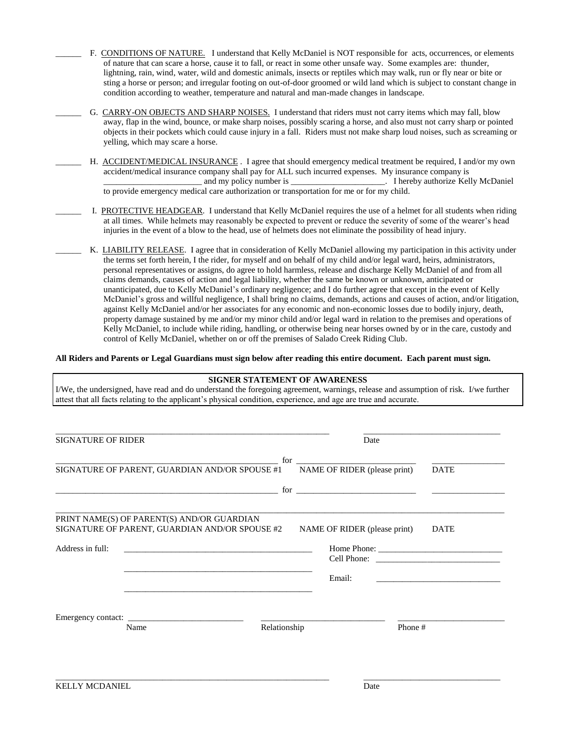______ F. CONDITIONS OF NATURE. I understand that Kelly McDaniel is NOT responsible for acts, occurrences, or elements of nature that can scare a horse, cause it to fall, or react in some other unsafe way. Some examples are: thunder, lightning, rain, wind, water, wild and domestic animals, insects or reptiles which may walk, run or fly near or bite or sting a horse or person; and irregular footing on out-of-door groomed or wild land which is subject to constant change in condition according to weather, temperature and natural and man-made changes in landscape.

______ G. CARRY-ON OBJECTS AND SHARP NOISES. I understand that riders must not carry items which may fall, blow away, flap in the wind, bounce, or make sharp noises, possibly scaring a horse, and also must not carry sharp or pointed objects in their pockets which could cause injury in a fall. Riders must not make sharp loud noises, such as screaming or yelling, which may scare a horse.

______ H. ACCIDENT/MEDICAL INSURANCE . I agree that should emergency medical treatment be required, I and/or my own accident/medical insurance company shall pay for ALL such incurred expenses. My insurance company is _______________________ and my policy number is ______________________. I hereby authorize Kelly McDaniel to provide emergency medical care authorization or transportation for me or for my child.

______ I. PROTECTIVE HEADGEAR. I understand that Kelly McDaniel requires the use of a helmet for all students when riding at all times. While helmets may reasonably be expected to prevent or reduce the severity of some of the wearer's head injuries in the event of a blow to the head, use of helmets does not eliminate the possibility of head injury.

______ K. LIABILITY RELEASE. I agree that in consideration of Kelly McDaniel allowing my participation in this activity under the terms set forth herein, I the rider, for myself and on behalf of my child and/or legal ward, heirs, administrators, personal representatives or assigns, do agree to hold harmless, release and discharge Kelly McDaniel of and from all claims demands, causes of action and legal liability, whether the same be known or unknown, anticipated or unanticipated, due to Kelly McDaniel's ordinary negligence; and I do further agree that except in the event of Kelly McDaniel's gross and willful negligence, I shall bring no claims, demands, actions and causes of action, and/or litigation, against Kelly McDaniel and/or her associates for any economic and non-economic losses due to bodily injury, death, property damage sustained by me and/or my minor child and/or legal ward in relation to the premises and operations of Kelly McDaniel, to include while riding, handling, or otherwise being near horses owned by or in the care, custody and control of Kelly McDaniel, whether on or off the premises of Salado Creek Riding Club.

**All Riders and Parents or Legal Guardians must sign below after reading this entire document. Each parent must sign.**

**SIGNER STATEMENT OF AWARENESS**

I/We, the undersigned, have read and do understand the foregoing agreement, warnings, release and assumption of risk. I/we further attest that all facts relating to the applicant's physical condition, experience, and age are true and accurate.

_______________________________________________ _________________________

SIGNATURE OF RIDER Date

______________________________________ for ______________________ ______________

SIGNATURE OF PARENT, GUARDIAN AND/OR SPOUSE #1 NAME OF RIDER (please print) DATE

______________________________________ for ______________________ ______________

_______________________________________________________________________________

PRINT NAME(S) OF PARENT(S) AND/OR GUARDIAN

SIGNATURE OF PARENT, GUARDIAN AND/OR SPOUSE #2 NAME OF RIDER (please print) DATE

Address in full: ______________________________________ Home Phone: ______________________

______________________________________ Cell Phone: ______________________

______________________________________ Email: ______________________

Emergency contact: ______________________ ______________________ ______________________

Name Relationship Phone #

_______________________________________________ _________________________

KELLY MCDANIEL Date